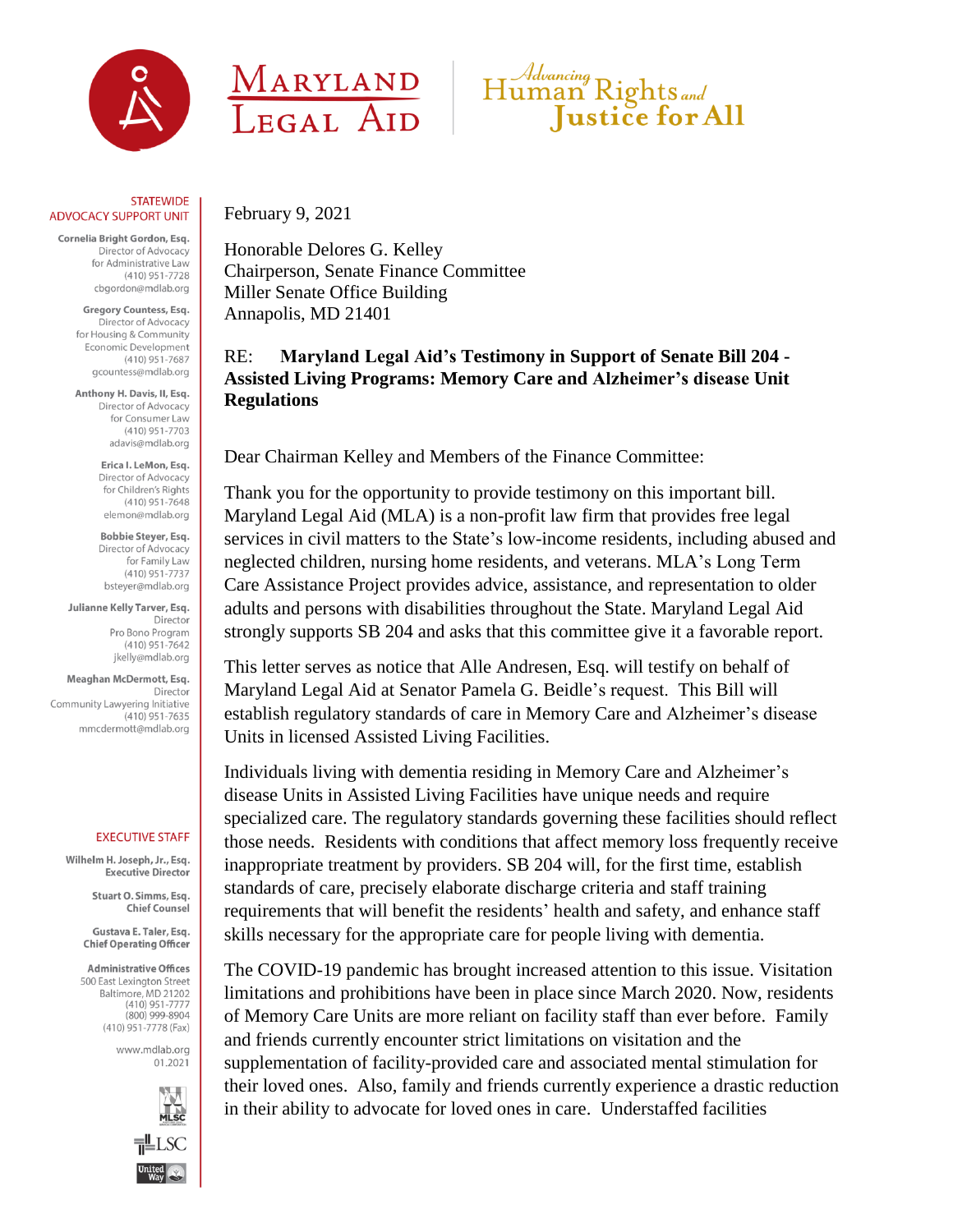MARYLAND LEGAL AID

*Advancing* Human Rights *and* Justice for All

STATEWIDE ADVOCACY SUPPORT UNIT

**Cornelia Bright Gordon, Esq.**
Director of Advocacy for Administrative Law
(410) 951-7728
cbgordon@mdlab.org

**Gregory Countess, Esq.**
Director of Advocacy for Housing & Community Economic Development
(410) 951-7687
gcountess@mdlab.org

**Anthony H. Davis, II, Esq.**
Director of Advocacy for Consumer Law
(410) 951-7703
adavis@mdlab.org

**Erica I. LeMon, Esq.**
Director of Advocacy for Children's Rights
(410) 951-7648
elemon@mdlab.org

**Bobbie Steyer, Esq.**
Director of Advocacy for Family Law
(410) 951-7737
bsteyer@mdlab.org

**Julianne Kelly Tarver, Esq.**
Director
Pro Bono Program
(410) 951-7642
jkelly@mdlab.org

**Meaghan McDermott, Esq.**
Director
Community Lawyering Initiative
(410) 951-7635
mmcdermott@mdlab.org

EXECUTIVE STAFF

**Wilhelm H. Joseph, Jr., Esq.**
**Executive Director**

**Stuart O. Simms, Esq.**
**Chief Counsel**

**Gustava E. Taler, Esq.**
**Chief Operating Officer**

**Administrative Offices**
500 East Lexington Street
Baltimore, MD 21202
(410) 951-7777
(800) 999-8904
(410) 951-7778 (Fax)

www.mdlab.org
01.2021

---

February 9, 2021

Honorable Delores G. Kelley
Chairperson, Senate Finance Committee
Miller Senate Office Building
Annapolis, MD 21401

RE: **Maryland Legal Aid's Testimony in Support of Senate Bill 204 - Assisted Living Programs: Memory Care and Alzheimer's disease Unit Regulations**

Dear Chairman Kelley and Members of the Finance Committee:

Thank you for the opportunity to provide testimony on this important bill. Maryland Legal Aid (MLA) is a non-profit law firm that provides free legal services in civil matters to the State's low-income residents, including abused and neglected children, nursing home residents, and veterans. MLA's Long Term Care Assistance Project provides advice, assistance, and representation to older adults and persons with disabilities throughout the State. Maryland Legal Aid strongly supports SB 204 and asks that this committee give it a favorable report.

This letter serves as notice that Alle Andresen, Esq. will testify on behalf of Maryland Legal Aid at Senator Pamela G. Beidle's request. This Bill will establish regulatory standards of care in Memory Care and Alzheimer's disease Units in licensed Assisted Living Facilities.

Individuals living with dementia residing in Memory Care and Alzheimer's disease Units in Assisted Living Facilities have unique needs and require specialized care. The regulatory standards governing these facilities should reflect those needs. Residents with conditions that affect memory loss frequently receive inappropriate treatment by providers. SB 204 will, for the first time, establish standards of care, precisely elaborate discharge criteria and staff training requirements that will benefit the residents' health and safety, and enhance staff skills necessary for the appropriate care for people living with dementia.

The COVID-19 pandemic has brought increased attention to this issue. Visitation limitations and prohibitions have been in place since March 2020. Now, residents of Memory Care Units are more reliant on facility staff than ever before. Family and friends currently encounter strict limitations on visitation and the supplementation of facility-provided care and associated mental stimulation for their loved ones. Also, family and friends currently experience a drastic reduction in their ability to advocate for loved ones in care. Understaffed facilities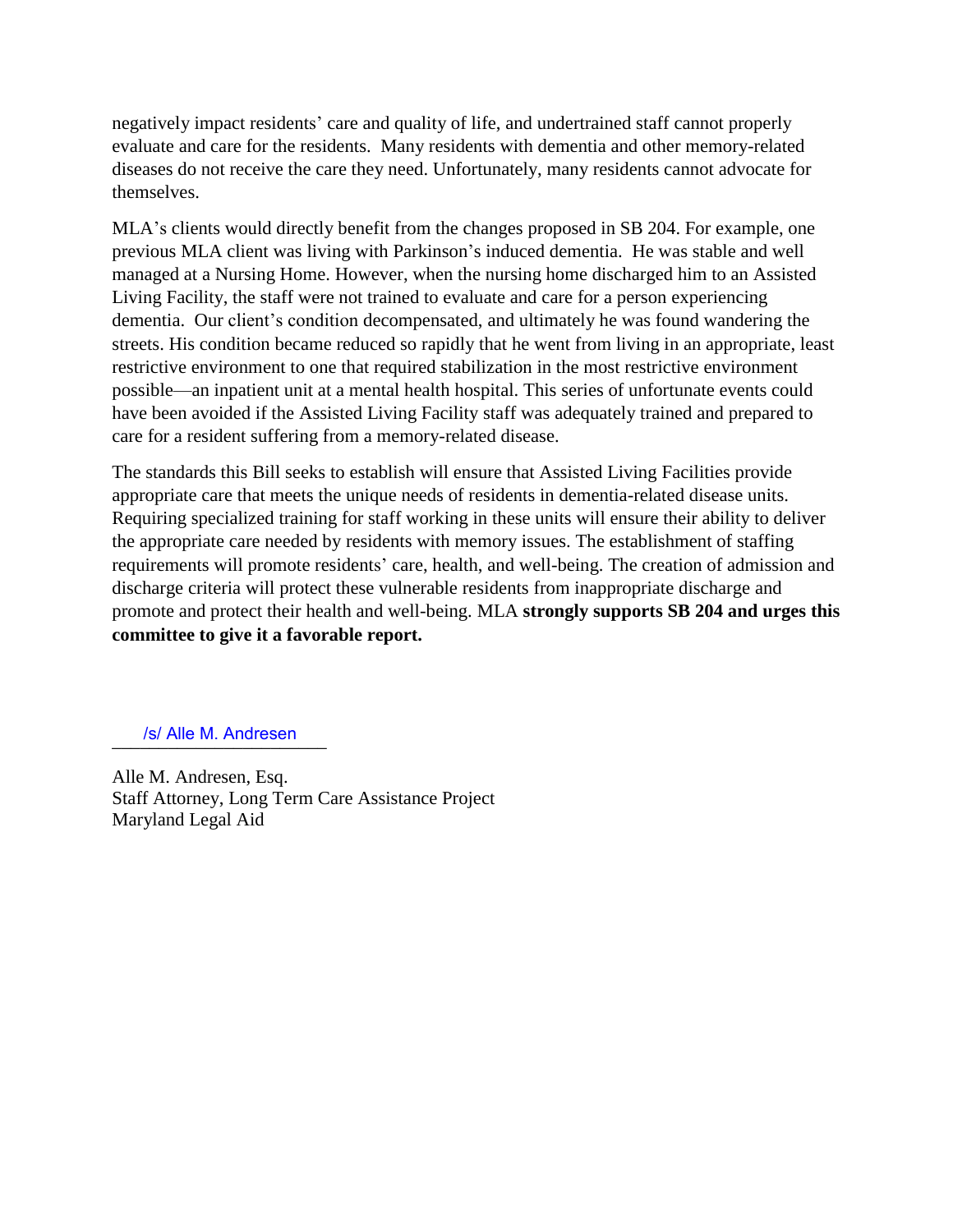negatively impact residents' care and quality of life, and undertrained staff cannot properly evaluate and care for the residents. Many residents with dementia and other memory-related diseases do not receive the care they need. Unfortunately, many residents cannot advocate for themselves.

MLA's clients would directly benefit from the changes proposed in SB 204. For example, one previous MLA client was living with Parkinson's induced dementia. He was stable and well managed at a Nursing Home. However, when the nursing home discharged him to an Assisted Living Facility, the staff were not trained to evaluate and care for a person experiencing dementia. Our client's condition decompensated, and ultimately he was found wandering the streets. His condition became reduced so rapidly that he went from living in an appropriate, least restrictive environment to one that required stabilization in the most restrictive environment possible—an inpatient unit at a mental health hospital. This series of unfortunate events could have been avoided if the Assisted Living Facility staff was adequately trained and prepared to care for a resident suffering from a memory-related disease.

The standards this Bill seeks to establish will ensure that Assisted Living Facilities provide appropriate care that meets the unique needs of residents in dementia-related disease units. Requiring specialized training for staff working in these units will ensure their ability to deliver the appropriate care needed by residents with memory issues. The establishment of staffing requirements will promote residents' care, health, and well-being. The creation of admission and discharge criteria will protect these vulnerable residents from inappropriate discharge and promote and protect their health and well-being. MLA **strongly supports SB 204 and urges this committee to give it a favorable report.**

/s/ Alle M. Andresen

Alle M. Andresen, Esq.
Staff Attorney, Long Term Care Assistance Project
Maryland Legal Aid